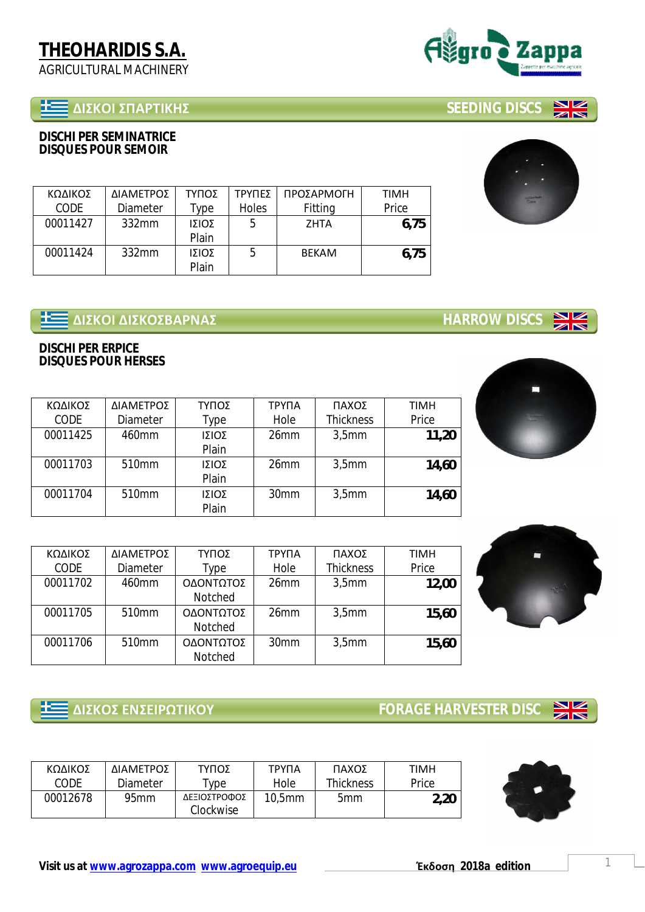# THEOHARIDIS S.A.

AGRICULTURAL MACHINERY

## ΔΙΣΚΟΙ ΣΠΑΡΤΙΚΗΣ — SEEDING DISCS

**DISCHI PER SEMINATRICE**
**DISQUES POUR SEMOIR**

| ΚΩΔΙΚΟΣ CODE | ΔΙΑΜΕΤΡΟΣ Diameter | ΤΥΠΟΣ Type | ΤΡΥΠΕΣ Holes | ΠΡΟΣΑΡΜΟΓΗ Fitting | ΤΙΜΗ Price |
|---|---|---|---|---|---|
| 00011427 | 332mm | ΙΣΙΟΣ Plain | 5 | ΖΗΤΑ | **6,75** |
| 00011424 | 332mm | ΙΣΙΟΣ Plain | 5 | ΒΕΚΑΜ | **6,75** |

## ΔΙΣΚΟΙ ΔΙΣΚΟΣΒΑΡΝΑΣ — HARROW DISCS

**DISCHI PER ERPICE**
**DISQUES POUR HERSES**

| ΚΩΔΙΚΟΣ CODE | ΔΙΑΜΕΤΡΟΣ Diameter | ΤΥΠΟΣ Type | ΤΡΥΠΑ Hole | ΠΑΧΟΣ Thickness | ΤΙΜΗ Price |
|---|---|---|---|---|---|
| 00011425 | 460mm | ΙΣΙΟΣ Plain | 26mm | 3,5mm | **11,20** |
| 00011703 | 510mm | ΙΣΙΟΣ Plain | 26mm | 3,5mm | **14,60** |
| 00011704 | 510mm | ΙΣΙΟΣ Plain | 30mm | 3,5mm | **14,60** |

| ΚΩΔΙΚΟΣ CODE | ΔΙΑΜΕΤΡΟΣ Diameter | ΤΥΠΟΣ Type | ΤΡΥΠΑ Hole | ΠΑΧΟΣ Thickness | ΤΙΜΗ Price |
|---|---|---|---|---|---|
| 00011702 | 460mm | ΟΔΟΝΤΩΤΟΣ Notched | 26mm | 3,5mm | **12,00** |
| 00011705 | 510mm | ΟΔΟΝΤΩΤΟΣ Notched | 26mm | 3,5mm | **15,60** |
| 00011706 | 510mm | ΟΔΟΝΤΩΤΟΣ Notched | 30mm | 3,5mm | **15,60** |

## ΔΙΣΚΟΣ ΕΝΣΕΙΡΩΤΙΚΟΥ — FORAGE HARVESTER DISC

| ΚΩΔΙΚΟΣ CODE | ΔΙΑΜΕΤΡΟΣ Diameter | ΤΥΠΟΣ Type | ΤΡΥΠΑ Hole | ΠΑΧΟΣ Thickness | ΤΙΜΗ Price |
|---|---|---|---|---|---|
| 00012678 | 95mm | ΔΕΞΙΟΣΤΡΟΦΟΣ Clockwise | 10,5mm | 5mm | **2,20** |

Visit us at www.agrozappa.com www.agroequip.eu

Έκδοση 2018a edition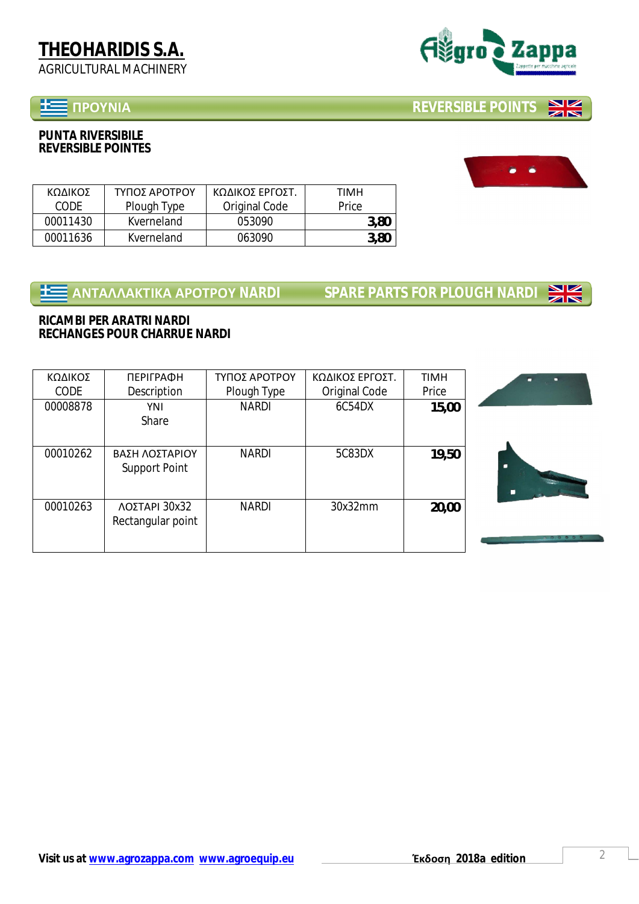# THEOHARIDIS S.A.
AGRICULTURAL MACHINERY

## ΠΡΟΥΝΙΑ — REVERSIBLE POINTS

**PUNTA RIVERSIBILE**
**REVERSIBLE POINTES**

| ΚΩΔΙΚΟΣ CODE | ΤΥΠΟΣ ΑΡΟΤΡΟΥ Plough Type | ΚΩΔΙΚΟΣ ΕΡΓΟΣΤ. Original Code | ΤΙΜΗ Price |
|---|---|---|---|
| 00011430 | Kverneland | 053090 | **3,80** |
| 00011636 | Kverneland | 063090 | **3,80** |

## ΑΝΤΑΛΛΑΚΤΙΚΑ ΑΡΟΤΡΟΥ NARDI — SPARE PARTS FOR PLOUGH NARDI

**RICAMBI PER ARATRI NARDI**
**RECHANGES POUR CHARRUE NARDI**

| ΚΩΔΙΚΟΣ CODE | ΠΕΡΙΓΡΑΦΗ Description | ΤΥΠΟΣ ΑΡΟΤΡΟΥ Plough Type | ΚΩΔΙΚΟΣ ΕΡΓΟΣΤ. Original Code | ΤΙΜΗ Price |
|---|---|---|---|---|
| 00008878 | ΥΝΙ Share | NARDI | 6C54DX | **15,00** |
| 00010262 | ΒΑΣΗ ΛΟΣΤΑΡΙΟΥ Support Point | NARDI | 5C83DX | **19,50** |
| 00010263 | ΛΟΣΤΑΡΙ 30x32 Rectangular point | NARDI | 30x32mm | **20,00** |

Visit us at www.agrozappa.com www.agroequip.eu — Έκδοση 2018a edition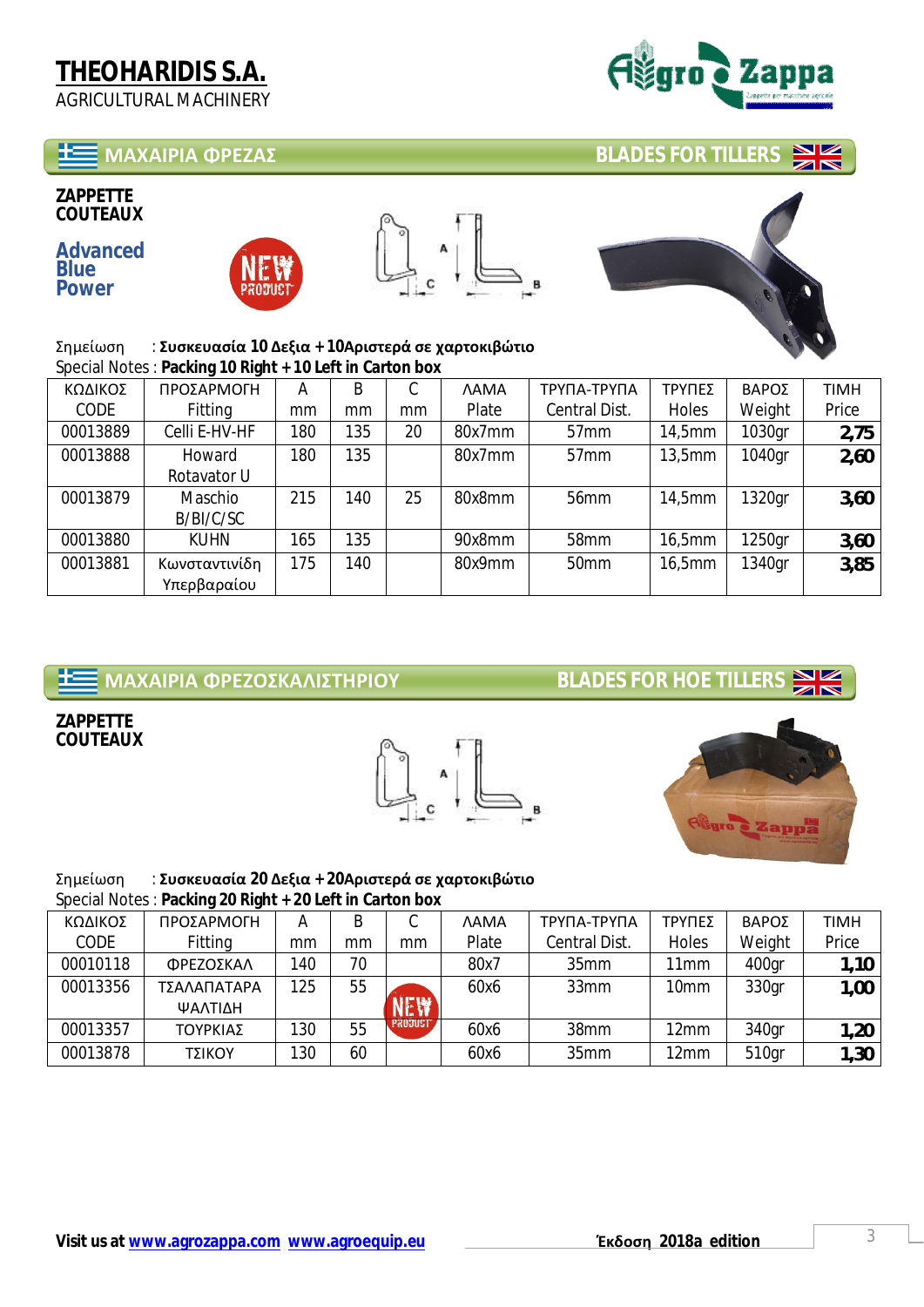# THEOHARIDIS S.A.

AGRICULTURAL MACHINERY

## ΜΑΧΑΙΡΙΑ ΦΡΕΖΑΣ — BLADES FOR TILLERS

**ZAPPETTE COUTEAUX**

**Advanced Blue Power**

NEW PRODUCT

Σημείωση : **Συσκευασία 10 Δεξιά + 10Αριστερά σε χαρτοκιβώτιο**
Special Notes : **Packing 10 Right + 10 Left in Carton box**

| ΚΩΔΙΚΟΣ CODE | ΠΡΟΣΑΡΜΟΓΗ Fitting | A mm | B mm | C mm | ΛΑΜΑ Plate | ΤΡΥΠΑ-ΤΡΥΠΑ Central Dist. | ΤΡΥΠΕΣ Holes | ΒΑΡΟΣ Weight | ΤΙΜΗ Price |
|---|---|---|---|---|---|---|---|---|---|
| 00013889 | Celli E-HV-HF | 180 | 135 | 20 | 80x7mm | 57mm | 14,5mm | 1030gr | **2,75** |
| 00013888 | Howard Rotavator U | 180 | 135 | | 80x7mm | 57mm | 13,5mm | 1040gr | **2,60** |
| 00013879 | Maschio B/BI/C/SC | 215 | 140 | 25 | 80x8mm | 56mm | 14,5mm | 1320gr | **3,60** |
| 00013880 | KUHN | 165 | 135 | | 90x8mm | 58mm | 16,5mm | 1250gr | **3,60** |
| 00013881 | Κωνσταντινίδη Υπερβαραίου | 175 | 140 | | 80x9mm | 50mm | 16,5mm | 1340gr | **3,85** |

## ΜΑΧΑΙΡΙΑ ΦΡΕΖΟΣΚΑΛΙΣΤΗΡΙΟΥ — BLADES FOR HOE TILLERS

**ZAPPETTE COUTEAUX**

Σημείωση : **Συσκευασία 20 Δεξιά + 20Αριστερά σε χαρτοκιβώτιο**
Special Notes : **Packing 20 Right + 20 Left in Carton box**

| ΚΩΔΙΚΟΣ CODE | ΠΡΟΣΑΡΜΟΓΗ Fitting | A mm | B mm | C mm | ΛΑΜΑ Plate | ΤΡΥΠΑ-ΤΡΥΠΑ Central Dist. | ΤΡΥΠΕΣ Holes | ΒΑΡΟΣ Weight | ΤΙΜΗ Price |
|---|---|---|---|---|---|---|---|---|---|
| 00010118 | ΦΡΕΖΟΣΚΑΛ | 140 | 70 | | 80x7 | 35mm | 11mm | 400gr | **1,10** |
| 00013356 | ΤΣΑΛΑΠΑΤΑΡΑ ΨΑΛΤΙΔΗ | 125 | 55 | NEW PRODUCT | 60x6 | 33mm | 10mm | 330gr | **1,00** |
| 00013357 | ΤΟΥΡΚΙΑΣ | 130 | 55 | | 60x6 | 38mm | 12mm | 340gr | **1,20** |
| 00013878 | ΤΣΙΚΟΥ | 130 | 60 | | 60x6 | 35mm | 12mm | 510gr | **1,30** |

Visit us at www.agrozappa.com www.agroequip.eu — Έκδοση 2018a edition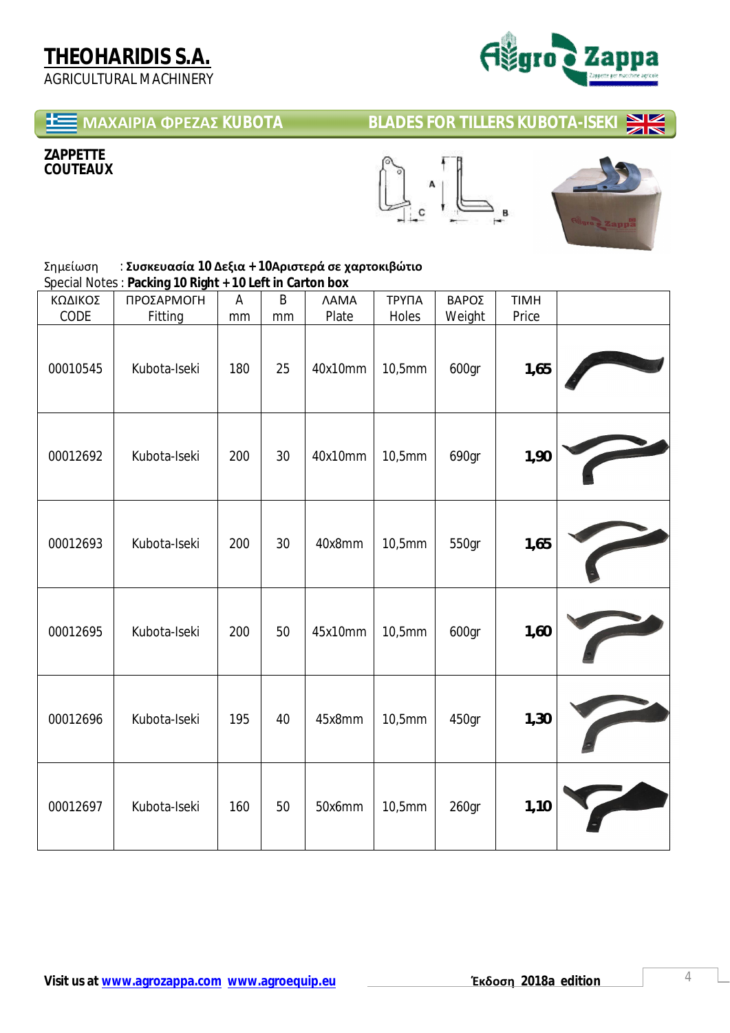# THEOHARIDIS S.A.

AGRICULTURAL MACHINERY

## ΜΑΧΑΙΡΙΑ ΦΡΕΖΑΣ KUBOTA — BLADES FOR TILLERS KUBOTA-ISEKI

**ZAPPETTE**
**COUTEAUX**

Σημείωση : **Συσκευασία 10 Δεξια + 10Αριστερά σε χαρτοκιβώτιο**
Special Notes : **Packing 10 Right + 10 Left in Carton box**

| ΚΩΔΙΚΟΣ CODE | ΠΡΟΣΑΡΜΟΓΗ Fitting | A mm | B mm | ΛΑΜΑ Plate | ΤΡΥΠΑ Holes | ΒΑΡΟΣ Weight | ΤΙΜΗ Price | |
|---|---|---|---|---|---|---|---|---|
| 00010545 | Kubota-Iseki | 180 | 25 | 40x10mm | 10,5mm | 600gr | **1,65** | |
| 00012692 | Kubota-Iseki | 200 | 30 | 40x10mm | 10,5mm | 690gr | **1,90** | |
| 00012693 | Kubota-Iseki | 200 | 30 | 40x8mm | 10,5mm | 550gr | **1,65** | |
| 00012695 | Kubota-Iseki | 200 | 50 | 45x10mm | 10,5mm | 600gr | **1,60** | |
| 00012696 | Kubota-Iseki | 195 | 40 | 45x8mm | 10,5mm | 450gr | **1,30** | |
| 00012697 | Kubota-Iseki | 160 | 50 | 50x6mm | 10,5mm | 260gr | **1,10** | |

**Visit us at www.agrozappa.com www.agroequip.eu** **Έκδοση 2018a edition**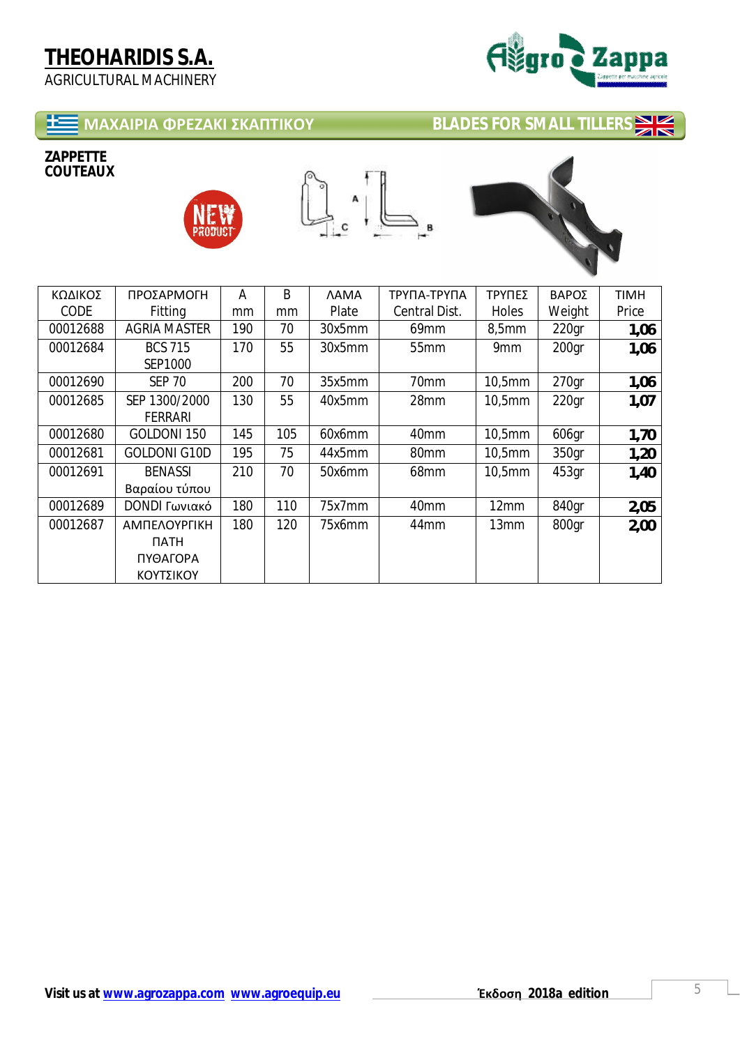# THEOHARIDIS S.A.

AGRICULTURAL MACHINERY

## ΜΑΧΑΙΡΙΑ ΦΡΕΖΑΚΙ ΣΚΑΠΤΙΚΟΥ — BLADES FOR SMALL TILLERS

**ZAPPETTE**
**COUTEAUX**

NEW PRODUCT

| ΚΩΔΙΚΟΣ CODE | ΠΡΟΣΑΡΜΟΓΗ Fitting | A mm | B mm | ΛΑΜΑ Plate | ΤΡΥΠΑ-ΤΡΥΠΑ Central Dist. | ΤΡΥΠΕΣ Holes | ΒΑΡΟΣ Weight | ΤΙΜΗ Price |
|---|---|---|---|---|---|---|---|---|
| 00012688 | AGRIA MASTER | 190 | 70 | 30x5mm | 69mm | 8,5mm | 220gr | **1,06** |
| 00012684 | BCS 715 SEP1000 | 170 | 55 | 30x5mm | 55mm | 9mm | 200gr | **1,06** |
| 00012690 | SEP 70 | 200 | 70 | 35x5mm | 70mm | 10,5mm | 270gr | **1,06** |
| 00012685 | SEP 1300/2000 FERRARI | 130 | 55 | 40x5mm | 28mm | 10,5mm | 220gr | **1,07** |
| 00012680 | GOLDONI 150 | 145 | 105 | 60x6mm | 40mm | 10,5mm | 606gr | **1,70** |
| 00012681 | GOLDONI G10D | 195 | 75 | 44x5mm | 80mm | 10,5mm | 350gr | **1,20** |
| 00012691 | BENASSI Βαραίου τύπου | 210 | 70 | 50x6mm | 68mm | 10,5mm | 453gr | **1,40** |
| 00012689 | DONDI Γωνιακό | 180 | 110 | 75x7mm | 40mm | 12mm | 840gr | **2,05** |
| 00012687 | ΑΜΠΕΛΟΥΡΓΙΚΗ ΠΑΤΗ ΠΥΘΑΓΟΡΑ ΚΟΥΤΣΙΚΟΥ | 180 | 120 | 75x6mm | 44mm | 13mm | 800gr | **2,00** |

Visit us at www.agrozappa.com www.agroequip.eu — Έκδοση 2018a edition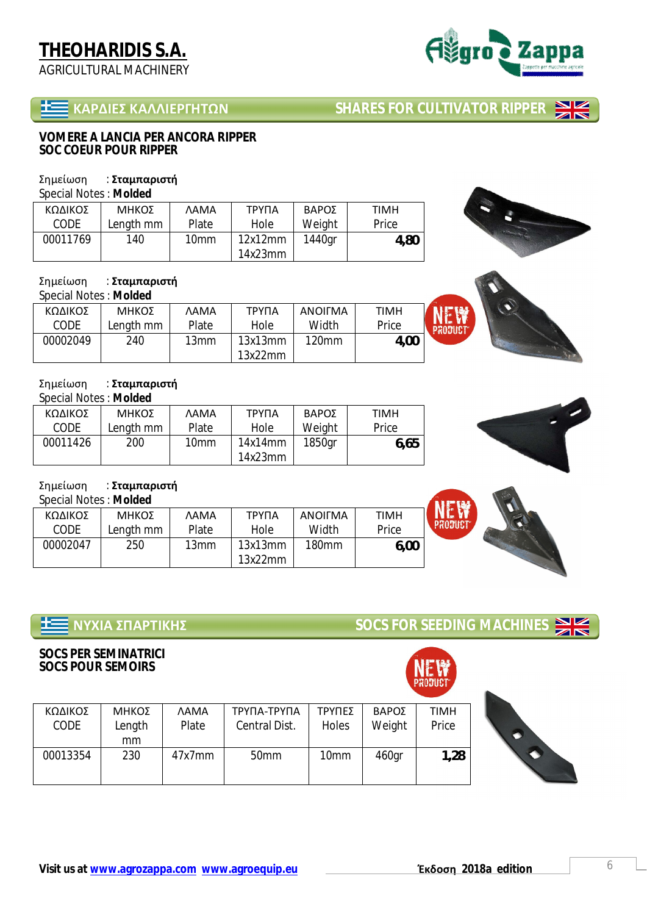# THEOHARIDIS S.A.
AGRICULTURAL MACHINERY

## ΚΑΡΔΙΕΣ ΚΑΛΛΙΕΡΓΗΤΩΝ — SHARES FOR CULTIVATOR RIPPER

### VOMERE A LANCIA PER ANCORA RIPPER
### SOC COEUR POUR RIPPER

Σημείωση : **Σταμπαριστή**
Special Notes : **Molded**

| ΚΩΔΙΚΟΣ CODE | ΜΗΚΟΣ Length mm | ΛΑΜΑ Plate | ΤΡΥΠΑ Hole | ΒΑΡΟΣ Weight | ΤΙΜΗ Price |
|---|---|---|---|---|---|
| 00011769 | 140 | 10mm | 12x12mm 14x23mm | 1440gr | **4,80** |

Σημείωση : **Σταμπαριστή**
Special Notes : **Molded**

NEW PRODUCT

| ΚΩΔΙΚΟΣ CODE | ΜΗΚΟΣ Length mm | ΛΑΜΑ Plate | ΤΡΥΠΑ Hole | ΑΝΟΙΓΜΑ Width | ΤΙΜΗ Price |
|---|---|---|---|---|---|
| 00002049 | 240 | 13mm | 13x13mm 13x22mm | 120mm | **4,00** |

Σημείωση : **Σταμπαριστή**
Special Notes : **Molded**

| ΚΩΔΙΚΟΣ CODE | ΜΗΚΟΣ Length mm | ΛΑΜΑ Plate | ΤΡΥΠΑ Hole | ΒΑΡΟΣ Weight | ΤΙΜΗ Price |
|---|---|---|---|---|---|
| 00011426 | 200 | 10mm | 14x14mm 14x23mm | 1850gr | **6,65** |

Σημείωση : **Σταμπαριστή**
Special Notes : **Molded**

NEW PRODUCT

| ΚΩΔΙΚΟΣ CODE | ΜΗΚΟΣ Length mm | ΛΑΜΑ Plate | ΤΡΥΠΑ Hole | ΑΝΟΙΓΜΑ Width | ΤΙΜΗ Price |
|---|---|---|---|---|---|
| 00002047 | 250 | 13mm | 13x13mm 13x22mm | 180mm | **6,00** |

## ΝΥΧΙΑ ΣΠΑΡΤΙΚΗΣ — SOCS FOR SEEDING MACHINES

### SOCS PER SEMINATRICI
### SOCS POUR SEMOIRS

NEW PRODUCT

| ΚΩΔΙΚΟΣ CODE | ΜΗΚΟΣ Length mm | ΛΑΜΑ Plate | ΤΡΥΠΑ-ΤΡΥΠΑ Central Dist. | ΤΡΥΠΕΣ Holes | ΒΑΡΟΣ Weight | ΤΙΜΗ Price |
|---|---|---|---|---|---|---|
| 00013354 | 230 | 47x7mm | 50mm | 10mm | 460gr | **1,28** |

**Visit us at** www.agrozappa.com www.agroequip.eu

Έκδοση **2018a edition**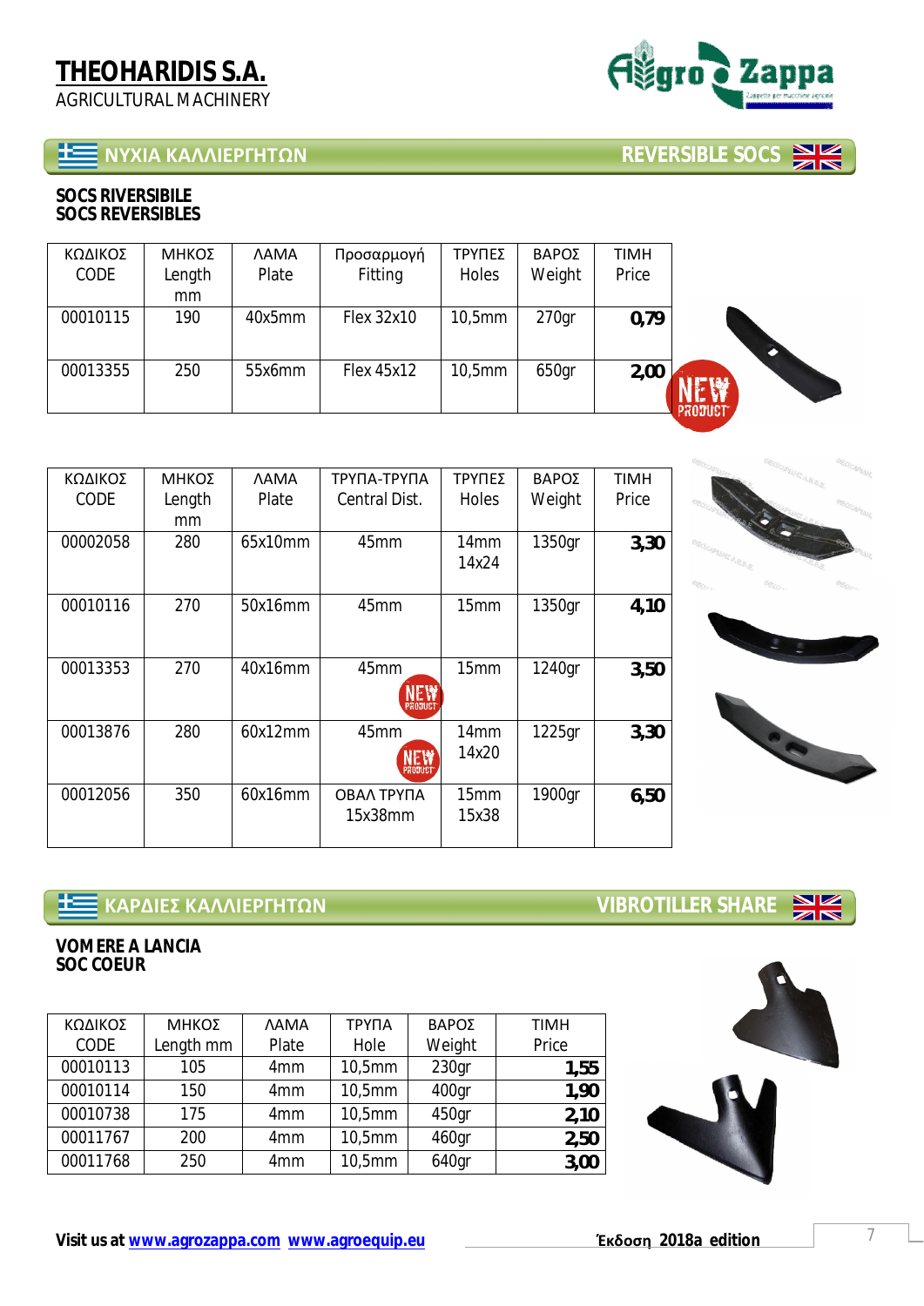# THEOHARIDIS S.A.
AGRICULTURAL MACHINERY

## ΝΥΧΙΑ ΚΑΛΛΙΕΡΓΗΤΩΝ — REVERSIBLE SOCS

**SOCS RIVERSIBILE**
**SOCS REVERSIBLES**

| ΚΩΔΙΚΟΣ CODE | ΜΗΚΟΣ Length mm | ΛΑΜΑ Plate | Προσαρμογή Fitting | ΤΡΥΠΕΣ Holes | ΒΑΡΟΣ Weight | ΤΙΜΗ Price |
|---|---|---|---|---|---|---|
| 00010115 | 190 | 40x5mm | Flex 32x10 | 10,5mm | 270gr | **0,79** |
| 00013355 | 250 | 55x6mm | Flex 45x12 | 10,5mm | 650gr | **2,00** |

NEW PRODUCT

| ΚΩΔΙΚΟΣ CODE | ΜΗΚΟΣ Length mm | ΛΑΜΑ Plate | ΤΡΥΠΑ-ΤΡΥΠΑ Central Dist. | ΤΡΥΠΕΣ Holes | ΒΑΡΟΣ Weight | ΤΙΜΗ Price |
|---|---|---|---|---|---|---|
| 00002058 | 280 | 65x10mm | 45mm | 14mm 14x24 | 1350gr | **3,30** |
| 00010116 | 270 | 50x16mm | 45mm | 15mm | 1350gr | **4,10** |
| 00013353 | 270 | 40x16mm | 45mm NEW PRODUCT | 15mm | 1240gr | **3,50** |
| 00013876 | 280 | 60x12mm | 45mm NEW PRODUCT | 14mm 14x20 | 1225gr | **3,30** |
| 00012056 | 350 | 60x16mm | ΟΒΑΛ ΤΡΥΠΑ 15x38mm | 15mm 15x38 | 1900gr | **6,50** |

## ΚΑΡΔΙΕΣ ΚΑΛΛΙΕΡΓΗΤΩΝ — VIBROTILLER SHARE

**VOMERE A LANCIA**
**SOC COEUR**

| ΚΩΔΙΚΟΣ CODE | ΜΗΚΟΣ Length mm | ΛΑΜΑ Plate | ΤΡΥΠΑ Hole | ΒΑΡΟΣ Weight | ΤΙΜΗ Price |
|---|---|---|---|---|---|
| 00010113 | 105 | 4mm | 10,5mm | 230gr | **1,55** |
| 00010114 | 150 | 4mm | 10,5mm | 400gr | **1,90** |
| 00010738 | 175 | 4mm | 10,5mm | 450gr | **2,10** |
| 00011767 | 200 | 4mm | 10,5mm | 460gr | **2,50** |
| 00011768 | 250 | 4mm | 10,5mm | 640gr | **3,00** |

**Visit us at [www.agrozappa.com](http://www.agrozappa.com) [www.agroequip.eu](http://www.agroequip.eu)**

**Έκδοση 2018a edition**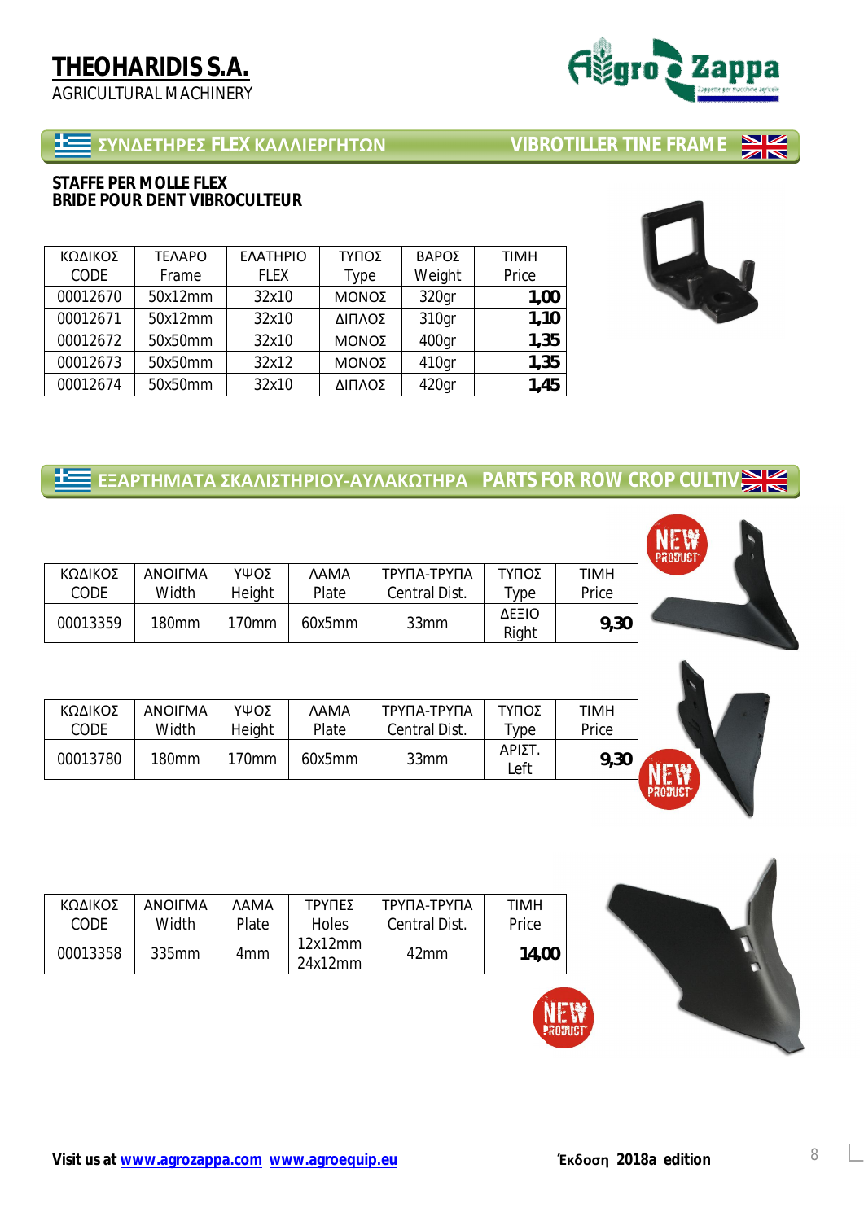# THEOHARIDIS S.A.

AGRICULTURAL MACHINERY

## ΣΥΝΔΕΤΗΡΕΣ FLEX ΚΑΛΛΙΕΡΓΗΤΩΝ — VIBROTILLER TINE FRAME

**STAFFE PER MOLLE FLEX**
**BRIDE POUR DENT VIBROCULTEUR**

| ΚΩΔΙΚΟΣ CODE | ΤΕΛΑΡΟ Frame | ΕΛΑΤΗΡΙΟ FLEX | ΤΥΠΟΣ Type | ΒΑΡΟΣ Weight | ΤΙΜΗ Price |
|---|---|---|---|---|---|
| 00012670 | 50x12mm | 32x10 | ΜΟΝΟΣ | 320gr | **1,00** |
| 00012671 | 50x12mm | 32x10 | ΔΙΠΛΟΣ | 310gr | **1,10** |
| 00012672 | 50x50mm | 32x10 | ΜΟΝΟΣ | 400gr | **1,35** |
| 00012673 | 50x50mm | 32x12 | ΜΟΝΟΣ | 410gr | **1,35** |
| 00012674 | 50x50mm | 32x10 | ΔΙΠΛΟΣ | 420gr | **1,45** |

## ΕΞΑΡΤΗΜΑΤΑ ΣΚΑΛΙΣΤΗΡΙΟΥ-ΑΥΛΑΚΩΤΗΡΑ — PARTS FOR ROW CROP CULTIV

NEW PRODUCT

| ΚΩΔΙΚΟΣ CODE | ΑΝΟΙΓΜΑ Width | ΥΨΟΣ Height | ΛΑΜΑ Plate | ΤΡΥΠΑ-ΤΡΥΠΑ Central Dist. | ΤΥΠΟΣ Type | ΤΙΜΗ Price |
|---|---|---|---|---|---|---|
| 00013359 | 180mm | 170mm | 60x5mm | 33mm | ΔΕΞΙΟ Right | **9,30** |

NEW PRODUCT

| ΚΩΔΙΚΟΣ CODE | ΑΝΟΙΓΜΑ Width | ΥΨΟΣ Height | ΛΑΜΑ Plate | ΤΡΥΠΑ-ΤΡΥΠΑ Central Dist. | ΤΥΠΟΣ Type | ΤΙΜΗ Price |
|---|---|---|---|---|---|---|
| 00013780 | 180mm | 170mm | 60x5mm | 33mm | ΑΡΙΣΤ. Left | **9,30** |

| ΚΩΔΙΚΟΣ CODE | ΑΝΟΙΓΜΑ Width | ΛΑΜΑ Plate | ΤΡΥΠΕΣ Holes | ΤΡΥΠΑ-ΤΡΥΠΑ Central Dist. | ΤΙΜΗ Price |
|---|---|---|---|---|---|
| 00013358 | 335mm | 4mm | 12x12mm 24x12mm | 42mm | **14,00** |

NEW PRODUCT

Visit us at www.agrozappa.com www.agroequip.eu — Έκδοση 2018a edition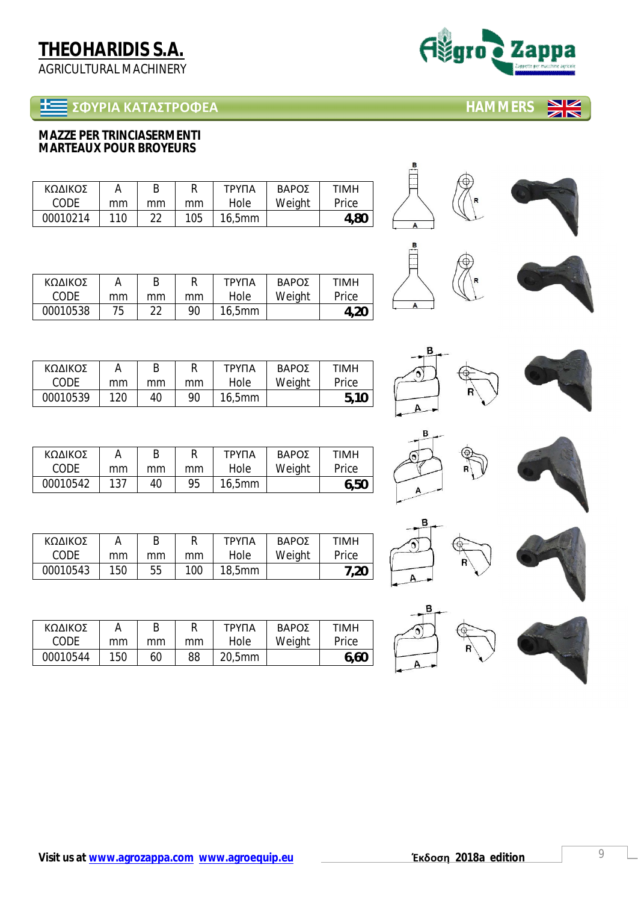# THEOHARIDIS S.A.

AGRICULTURAL MACHINERY

## ΣΦΥΡΙΑ ΚΑΤΑΣΤΡΟΦΕΑ — HAMMERS

**MAZZE PER TRINCIASERMENTI**
**MARTEAUX POUR BROYEURS**

| ΚΩΔΙΚΟΣ CODE | A mm | B mm | R mm | ΤΡΥΠΑ Hole | ΒΑΡΟΣ Weight | ΤΙΜΗ Price |
|---|---|---|---|---|---|---|
| 00010214 | 110 | 22 | 105 | 16,5mm | | **4,80** |

| ΚΩΔΙΚΟΣ CODE | A mm | B mm | R mm | ΤΡΥΠΑ Hole | ΒΑΡΟΣ Weight | ΤΙΜΗ Price |
|---|---|---|---|---|---|---|
| 00010538 | 75 | 22 | 90 | 16,5mm | | **4,20** |

| ΚΩΔΙΚΟΣ CODE | A mm | B mm | R mm | ΤΡΥΠΑ Hole | ΒΑΡΟΣ Weight | ΤΙΜΗ Price |
|---|---|---|---|---|---|---|
| 00010539 | 120 | 40 | 90 | 16,5mm | | **5,10** |

| ΚΩΔΙΚΟΣ CODE | A mm | B mm | R mm | ΤΡΥΠΑ Hole | ΒΑΡΟΣ Weight | ΤΙΜΗ Price |
|---|---|---|---|---|---|---|
| 00010542 | 137 | 40 | 95 | 16,5mm | | **6,50** |

| ΚΩΔΙΚΟΣ CODE | A mm | B mm | R mm | ΤΡΥΠΑ Hole | ΒΑΡΟΣ Weight | ΤΙΜΗ Price |
|---|---|---|---|---|---|---|
| 00010543 | 150 | 55 | 100 | 18,5mm | | **7,20** |

| ΚΩΔΙΚΟΣ CODE | A mm | B mm | R mm | ΤΡΥΠΑ Hole | ΒΑΡΟΣ Weight | ΤΙΜΗ Price |
|---|---|---|---|---|---|---|
| 00010544 | 150 | 60 | 88 | 20,5mm | | **6,60** |

Visit us at www.agrozappa.com www.agroequip.eu

Έκδοση 2018a edition